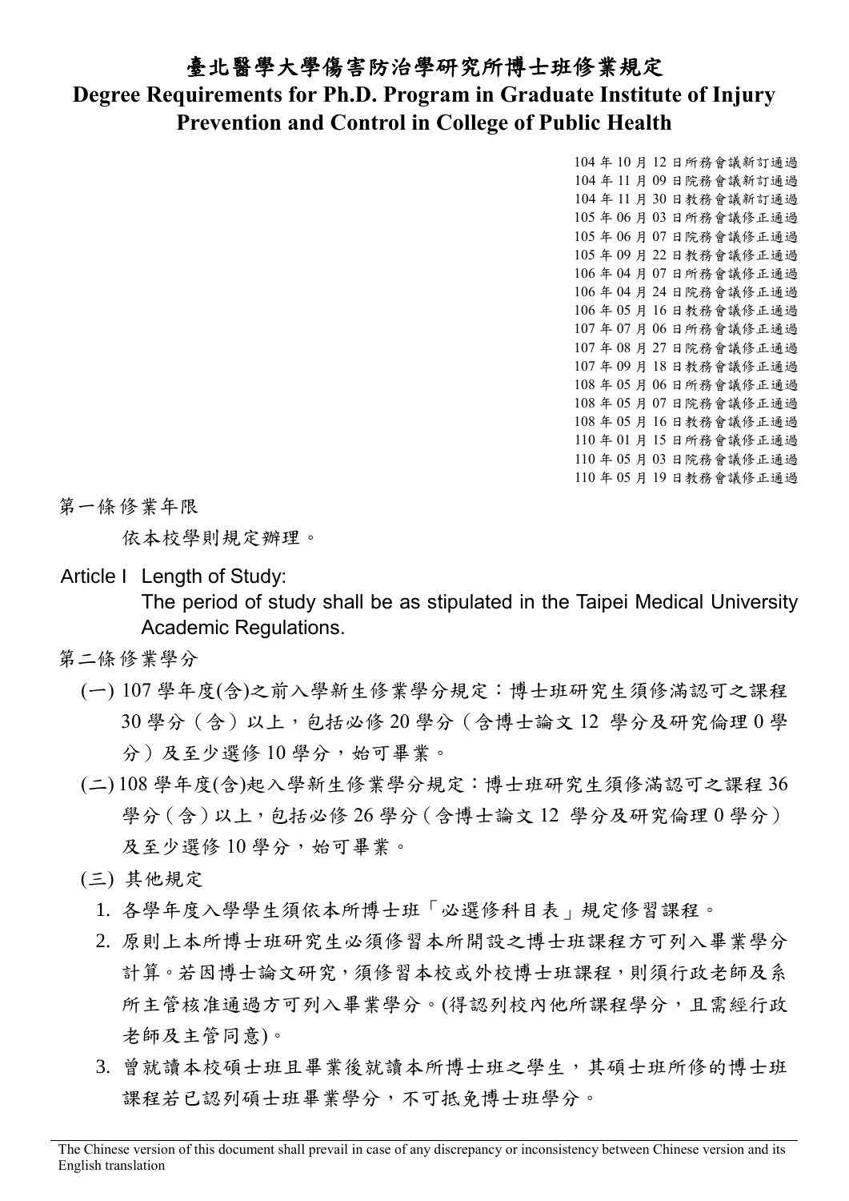# 臺北醫學大學傷害防治學研究所博士班修業規定

# Degree Requirements for Ph.D. Program in Graduate Institute of Injury Prevention and Control in College of Public Health

104 年 10 月 12 日所務會議新訂通過
104 年 11 月 09 日院務會議新訂通過
104 年 11 月 30 日教務會議新訂通過
105 年 06 月 03 日所務會議修正通過
105 年 06 月 07 日院務會議修正通過
105 年 09 月 22 日教務會議修正通過
106 年 04 月 07 日所務會議修正通過
106 年 04 月 24 日院務會議修正通過
106 年 05 月 16 日教務會議修正通過
107 年 07 月 06 日所務會議修正通過
107 年 08 月 27 日院務會議修正通過
107 年 09 月 18 日教務會議修正通過
108 年 05 月 06 日所務會議修正通過
108 年 05 月 07 日院務會議修正通過
108 年 05 月 16 日教務會議修正通過
110 年 01 月 15 日所務會議修正通過
110 年 05 月 03 日院務會議修正通過
110 年 05 月 19 日教務會議修正通過

第一條修業年限

依本校學則規定辦理。

Article I Length of Study:

The period of study shall be as stipulated in the Taipei Medical University Academic Regulations.

第二條修業學分

(一) 107 學年度(含)之前入學新生修業學分規定：博士班研究生須修滿認可之課程 30 學分（含）以上，包括必修 20 學分（含博士論文 12 學分及研究倫理 0 學分）及至少選修 10 學分，始可畢業。

(二) 108 學年度(含)起入學新生修業學分規定：博士班研究生須修滿認可之課程 36 學分（含）以上，包括必修 26 學分（含博士論文 12 學分及研究倫理 0 學分）及至少選修 10 學分，始可畢業。

(三) 其他規定

1. 各學年度入學學生須依本所博士班「必選修科目表」規定修習課程。
2. 原則上本所博士班研究生必須修習本所開設之博士班課程方可列入畢業學分計算。若因博士論文研究，須修習本校或外校博士班課程，則須行政老師及系所主管核准通過方可列入畢業學分。(得認列校內他所課程學分，且需經行政老師及主管同意)。
3. 曾就讀本校碩士班且畢業後就讀本所博士班之學生，其碩士班所修的博士班課程若已認列碩士班畢業學分，不可抵免博士班學分。

The Chinese version of this document shall prevail in case of any discrepancy or inconsistency between Chinese version and its English translation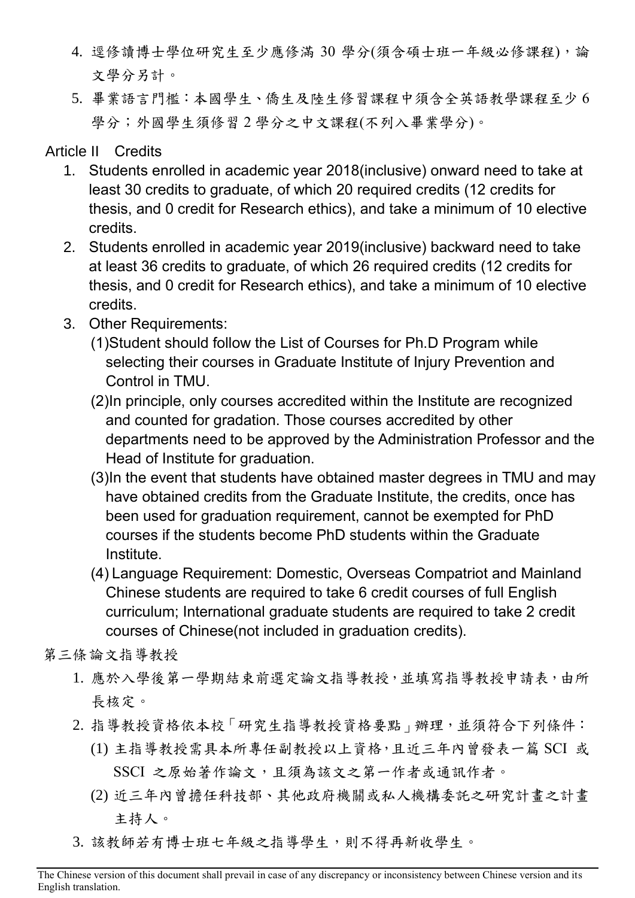4. 逕修讀博士學位研究生至少應修滿 30 學分(須含碩士班一年級必修課程)，論文學分另計。
5. 畢業語言門檻：本國學生、僑生及陸生修習課程中須含全英語教學課程至少 6 學分；外國學生須修習 2 學分之中文課程(不列入畢業學分)。

Article II　Credits

1. Students enrolled in academic year 2018(inclusive) onward need to take at least 30 credits to graduate, of which 20 required credits (12 credits for thesis, and 0 credit for Research ethics), and take a minimum of 10 elective credits.
2. Students enrolled in academic year 2019(inclusive) backward need to take at least 36 credits to graduate, of which 26 required credits (12 credits for thesis, and 0 credit for Research ethics), and take a minimum of 10 elective credits.
3. Other Requirements:
   (1)Student should follow the List of Courses for Ph.D Program while selecting their courses in Graduate Institute of Injury Prevention and Control in TMU.
   (2)In principle, only courses accredited within the Institute are recognized and counted for gradation. Those courses accredited by other departments need to be approved by the Administration Professor and the Head of Institute for graduation.
   (3)In the event that students have obtained master degrees in TMU and may have obtained credits from the Graduate Institute, the credits, once has been used for graduation requirement, cannot be exempted for PhD courses if the students become PhD students within the Graduate Institute.
   (4) Language Requirement: Domestic, Overseas Compatriot and Mainland Chinese students are required to take 6 credit courses of full English curriculum; International graduate students are required to take 2 credit courses of Chinese(not included in graduation credits).

第三條論文指導教授

1. 應於入學後第一學期結束前選定論文指導教授，並填寫指導教授申請表，由所長核定。
2. 指導教授資格依本校「研究生指導教授資格要點」辦理，並須符合下列條件：
   (1) 主指導教授需具本所專任副教授以上資格，且近三年內曾發表一篇 SCI 或 SSCI 之原始著作論文，且須為該文之第一作者或通訊作者。
   (2) 近三年內曾擔任科技部、其他政府機關或私人機構委託之研究計畫之計畫主持人。
3. 該教師若有博士班七年級之指導學生，則不得再新收學生。

The Chinese version of this document shall prevail in case of any discrepancy or inconsistency between Chinese version and its English translation.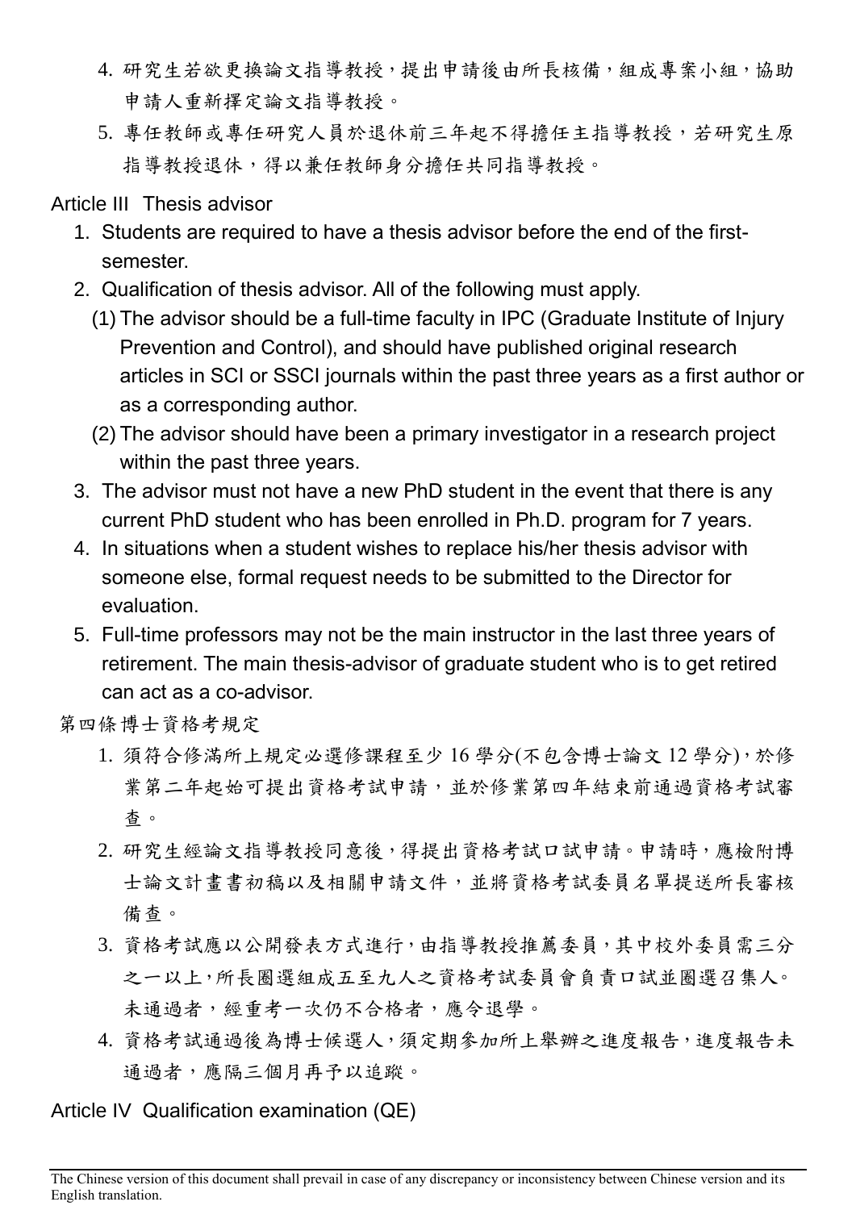4. 研究生若欲更換論文指導教授，提出申請後由所長核備，組成專案小組，協助申請人重新擇定論文指導教授。
5. 專任教師或專任研究人員於退休前三年起不得擔任主指導教授，若研究生原指導教授退休，得以兼任教師身分擔任共同指導教授。

Article III Thesis advisor

1. Students are required to have a thesis advisor before the end of the first-semester.
2. Qualification of thesis advisor. All of the following must apply.
   (1) The advisor should be a full-time faculty in IPC (Graduate Institute of Injury Prevention and Control), and should have published original research articles in SCI or SSCI journals within the past three years as a first author or as a corresponding author.
   (2) The advisor should have been a primary investigator in a research project within the past three years.
3. The advisor must not have a new PhD student in the event that there is any current PhD student who has been enrolled in Ph.D. program for 7 years.
4. In situations when a student wishes to replace his/her thesis advisor with someone else, formal request needs to be submitted to the Director for evaluation.
5. Full-time professors may not be the main instructor in the last three years of retirement. The main thesis-advisor of graduate student who is to get retired can act as a co-advisor.

第四條博士資格考規定

1. 須符合修滿所上規定必選修課程至少 16 學分(不包含博士論文 12 學分)，於修業第二年起始可提出資格考試申請，並於修業第四年結束前通過資格考試審查。
2. 研究生經論文指導教授同意後，得提出資格考試口試申請。申請時，應檢附博士論文計畫書初稿以及相關申請文件，並將資格考試委員名單提送所長審核備查。
3. 資格考試應以公開發表方式進行，由指導教授推薦委員，其中校外委員需三分之一以上，所長圈選組成五至九人之資格考試委員會負責口試並圈選召集人。未通過者，經重考一次仍不合格者，應令退學。
4. 資格考試通過後為博士候選人，須定期參加所上舉辦之進度報告，進度報告未通過者，應隔三個月再予以追蹤。

Article IV Qualification examination (QE)

The Chinese version of this document shall prevail in case of any discrepancy or inconsistency between Chinese version and its English translation.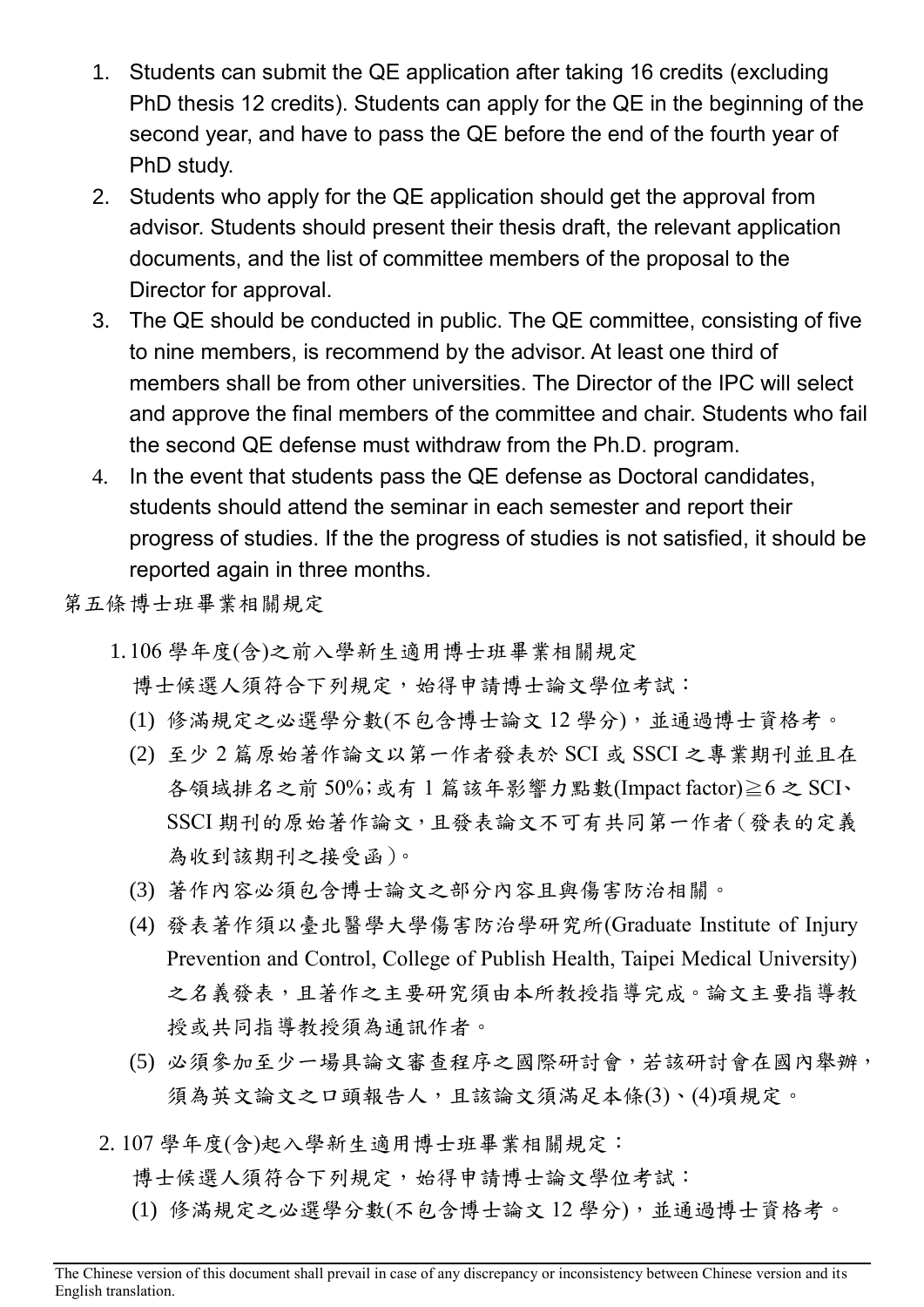1. Students can submit the QE application after taking 16 credits (excluding PhD thesis 12 credits). Students can apply for the QE in the beginning of the second year, and have to pass the QE before the end of the fourth year of PhD study.
2. Students who apply for the QE application should get the approval from advisor. Students should present their thesis draft, the relevant application documents, and the list of committee members of the proposal to the Director for approval.
3. The QE should be conducted in public. The QE committee, consisting of five to nine members, is recommend by the advisor. At least one third of members shall be from other universities. The Director of the IPC will select and approve the final members of the committee and chair. Students who fail the second QE defense must withdraw from the Ph.D. program.
4. In the event that students pass the QE defense as Doctoral candidates, students should attend the seminar in each semester and report their progress of studies. If the the progress of studies is not satisfied, it should be reported again in three months.

第五條博士班畢業相關規定

1. 106 學年度(含)之前入學新生適用博士班畢業相關規定

   博士候選人須符合下列規定，始得申請博士論文學位考試：

   (1) 修滿規定之必選學分數(不包含博士論文 12 學分)，並通過博士資格考。

   (2) 至少 2 篇原始著作論文以第一作者發表於 SCI 或 SSCI 之專業期刊並且在各領域排名之前 50%；或有 1 篇該年影響力點數(Impact factor)≧6 之 SCI、SSCI 期刊的原始著作論文，且發表論文不可有共同第一作者（發表的定義為收到該期刊之接受函）。

   (3) 著作內容必須包含博士論文之部分內容且與傷害防治相關。

   (4) 發表著作須以臺北醫學大學傷害防治學研究所(Graduate Institute of Injury Prevention and Control, College of Publish Health, Taipei Medical University)之名義發表，且著作之主要研究須由本所教授指導完成。論文主要指導教授或共同指導教授須為通訊作者。

   (5) 必須參加至少一場具論文審查程序之國際研討會，若該研討會在國內舉辦，須為英文論文之口頭報告人，且該論文須滿足本條(3)、(4)項規定。

2. 107 學年度(含)起入學新生適用博士班畢業相關規定：

   博士候選人須符合下列規定，始得申請博士論文學位考試：

   (1) 修滿規定之必選學分數(不包含博士論文 12 學分)，並通過博士資格考。

The Chinese version of this document shall prevail in case of any discrepancy or inconsistency between Chinese version and its English translation.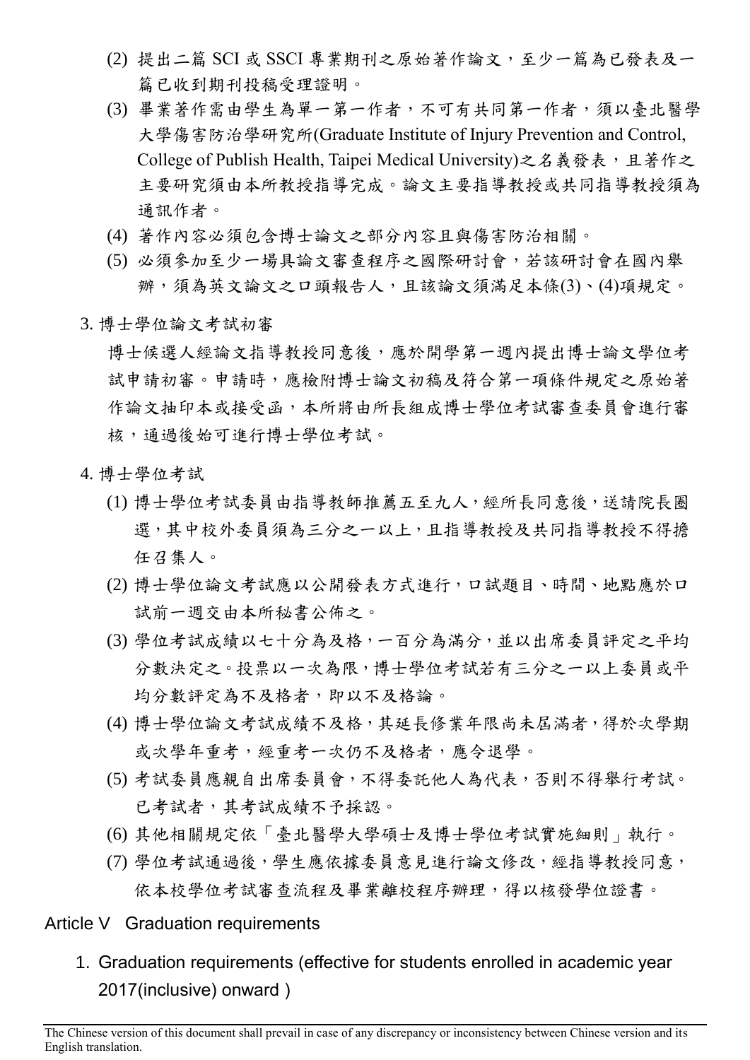(2) 提出二篇 SCI 或 SSCI 專業期刊之原始著作論文，至少一篇為已發表及一篇已收到期刊投稿受理證明。

(3) 畢業著作需由學生為單一第一作者，不可有共同第一作者，須以臺北醫學大學傷害防治學研究所(Graduate Institute of Injury Prevention and Control, College of Publish Health, Taipei Medical University)之名義發表，且著作之主要研究須由本所教授指導完成。論文主要指導教授或共同指導教授須為通訊作者。

(4) 著作內容必須包含博士論文之部分內容且與傷害防治相關。

(5) 必須參加至少一場具論文審查程序之國際研討會，若該研討會在國內舉辦，須為英文論文之口頭報告人，且該論文須滿足本條(3)、(4)項規定。

3. 博士學位論文考試初審

博士候選人經論文指導教授同意後，應於開學第一週內提出博士論文學位考試申請初審。申請時，應檢附博士論文初稿及符合第一項條件規定之原始著作論文抽印本或接受函，本所將由所長組成博士學位考試審查委員會進行審核，通過後始可進行博士學位考試。

4. 博士學位考試

(1) 博士學位考試委員由指導教師推薦五至九人，經所長同意後，送請院長圈選，其中校外委員須為三分之一以上，且指導教授及共同指導教授不得擔任召集人。

(2) 博士學位論文考試應以公開發表方式進行，口試題目、時間、地點應於口試前一週交由本所秘書公佈之。

(3) 學位考試成績以七十分為及格，一百分為滿分，並以出席委員評定之平均分數決定之。投票以一次為限，博士學位考試若有三分之一以上委員或平均分數評定為不及格者，即以不及格論。

(4) 博士學位論文考試成績不及格，其延長修業年限尚未屆滿者，得於次學期或次學年重考，經重考一次仍不及格者，應令退學。

(5) 考試委員應親自出席委員會，不得委託他人為代表，否則不得舉行考試。已考試者，其考試成績不予採認。

(6) 其他相關規定依「臺北醫學大學碩士及博士學位考試實施細則」執行。

(7) 學位考試通過後，學生應依據委員意見進行論文修改，經指導教授同意，依本校學位考試審查流程及畢業離校程序辦理，得以核發學位證書。

## Article V Graduation requirements

1. Graduation requirements (effective for students enrolled in academic year 2017(inclusive) onward )

The Chinese version of this document shall prevail in case of any discrepancy or inconsistency between Chinese version and its English translation.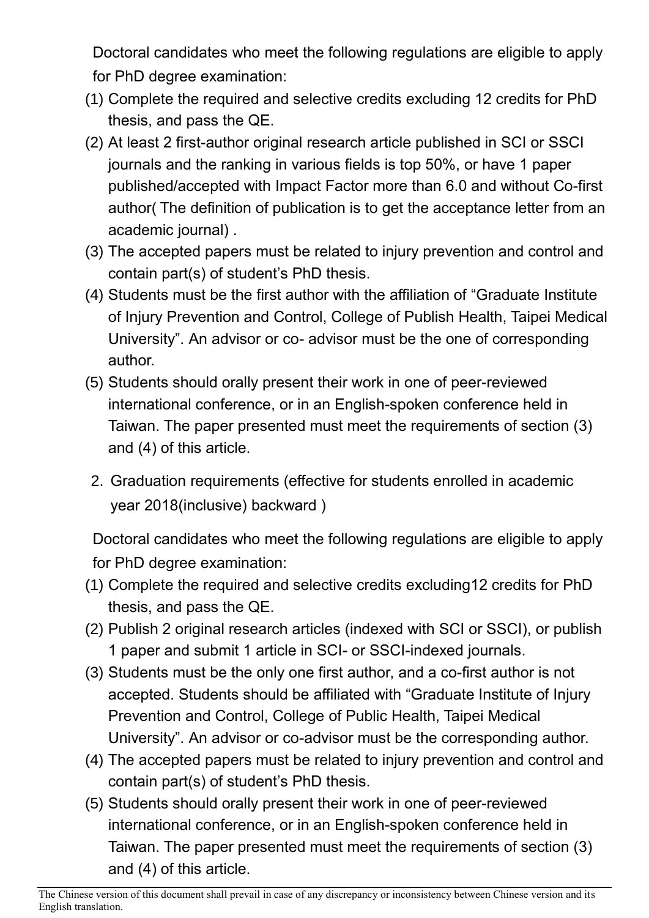Doctoral candidates who meet the following regulations are eligible to apply for PhD degree examination:

(1) Complete the required and selective credits excluding 12 credits for PhD thesis, and pass the QE.
(2) At least 2 first-author original research article published in SCI or SSCI journals and the ranking in various fields is top 50%, or have 1 paper published/accepted with Impact Factor more than 6.0 and without Co-first author( The definition of publication is to get the acceptance letter from an academic journal) .
(3) The accepted papers must be related to injury prevention and control and contain part(s) of student's PhD thesis.
(4) Students must be the first author with the affiliation of "Graduate Institute of Injury Prevention and Control, College of Publish Health, Taipei Medical University". An advisor or co- advisor must be the one of corresponding author.
(5) Students should orally present their work in one of peer-reviewed international conference, or in an English-spoken conference held in Taiwan. The paper presented must meet the requirements of section (3) and (4) of this article.

2. Graduation requirements (effective for students enrolled in academic year 2018(inclusive) backward )

Doctoral candidates who meet the following regulations are eligible to apply for PhD degree examination:

(1) Complete the required and selective credits excluding12 credits for PhD thesis, and pass the QE.
(2) Publish 2 original research articles (indexed with SCI or SSCI), or publish 1 paper and submit 1 article in SCI- or SSCI-indexed journals.
(3) Students must be the only one first author, and a co-first author is not accepted. Students should be affiliated with "Graduate Institute of Injury Prevention and Control, College of Public Health, Taipei Medical University". An advisor or co-advisor must be the corresponding author.
(4) The accepted papers must be related to injury prevention and control and contain part(s) of student's PhD thesis.
(5) Students should orally present their work in one of peer-reviewed international conference, or in an English-spoken conference held in Taiwan. The paper presented must meet the requirements of section (3) and (4) of this article.

The Chinese version of this document shall prevail in case of any discrepancy or inconsistency between Chinese version and its English translation.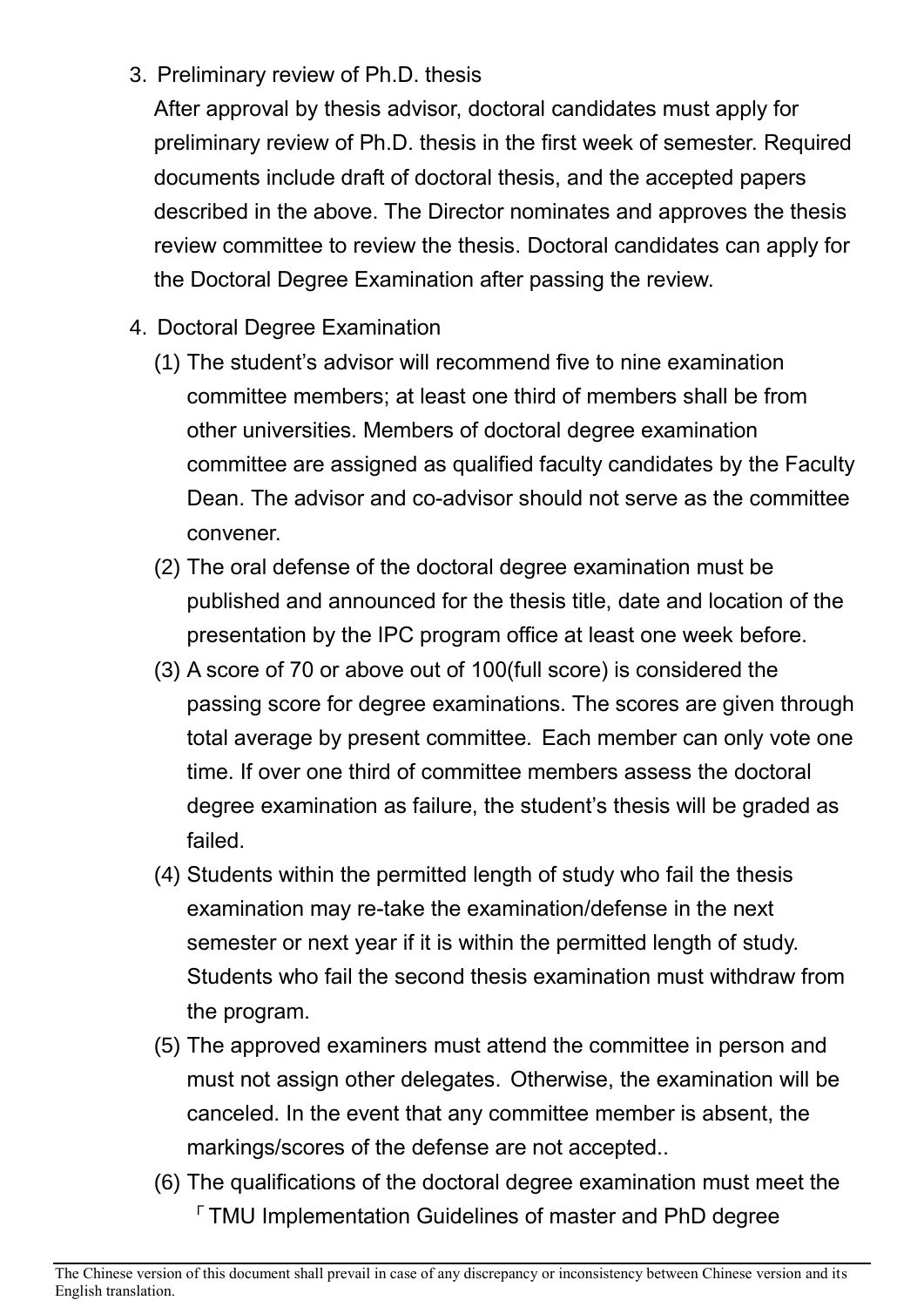3. Preliminary review of Ph.D. thesis

   After approval by thesis advisor, doctoral candidates must apply for preliminary review of Ph.D. thesis in the first week of semester. Required documents include draft of doctoral thesis, and the accepted papers described in the above. The Director nominates and approves the thesis review committee to review the thesis. Doctoral candidates can apply for the Doctoral Degree Examination after passing the review.

4. Doctoral Degree Examination

   (1) The student's advisor will recommend five to nine examination committee members; at least one third of members shall be from other universities. Members of doctoral degree examination committee are assigned as qualified faculty candidates by the Faculty Dean. The advisor and co-advisor should not serve as the committee convener.

   (2) The oral defense of the doctoral degree examination must be published and announced for the thesis title, date and location of the presentation by the IPC program office at least one week before.

   (3) A score of 70 or above out of 100(full score) is considered the passing score for degree examinations. The scores are given through total average by present committee. Each member can only vote one time. If over one third of committee members assess the doctoral degree examination as failure, the student's thesis will be graded as failed.

   (4) Students within the permitted length of study who fail the thesis examination may re-take the examination/defense in the next semester or next year if it is within the permitted length of study. Students who fail the second thesis examination must withdraw from the program.

   (5) The approved examiners must attend the committee in person and must not assign other delegates. Otherwise, the examination will be canceled. In the event that any committee member is absent, the markings/scores of the defense are not accepted..

   (6) The qualifications of the doctoral degree examination must meet the 「TMU Implementation Guidelines of master and PhD degree

The Chinese version of this document shall prevail in case of any discrepancy or inconsistency between Chinese version and its English translation.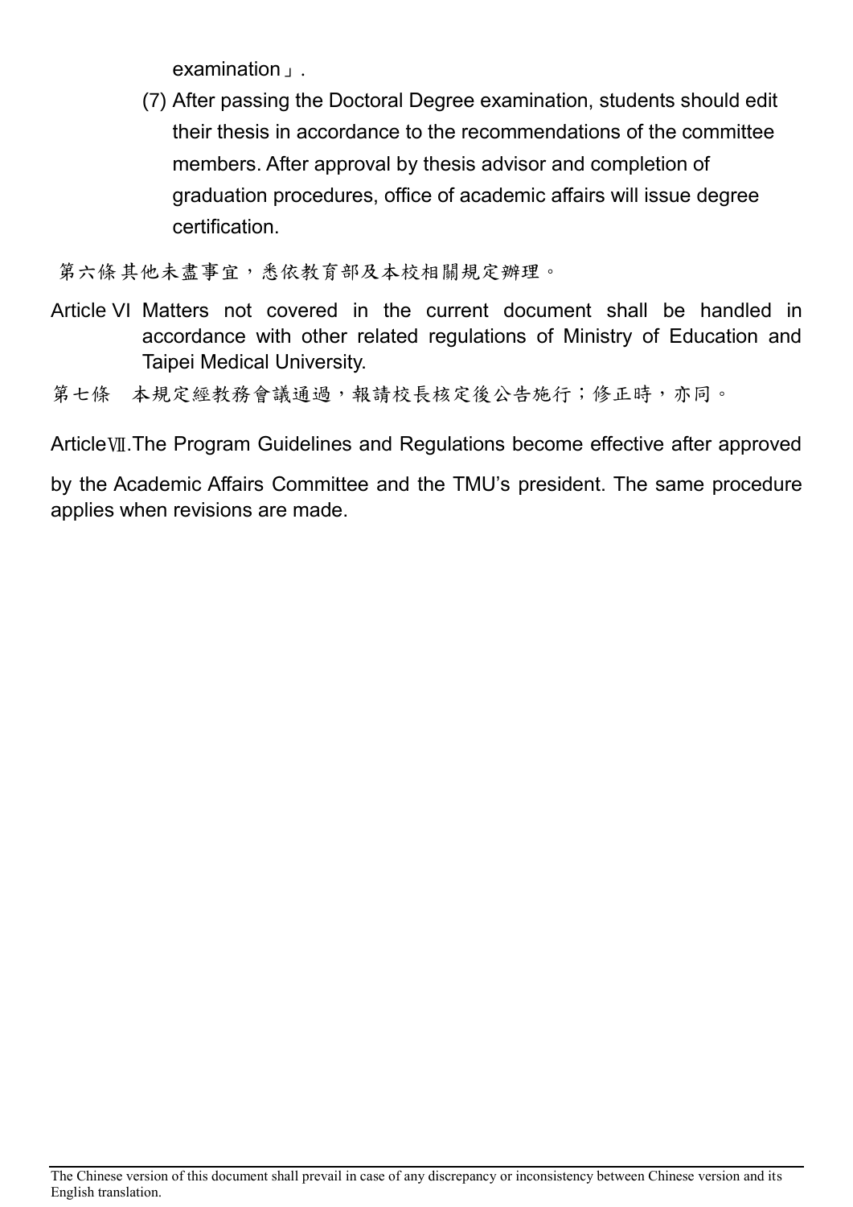examination」.

(7) After passing the Doctoral Degree examination, students should edit their thesis in accordance to the recommendations of the committee members. After approval by thesis advisor and completion of graduation procedures, office of academic affairs will issue degree certification.

第六條 其他未盡事宜，悉依教育部及本校相關規定辦理。

Article VI Matters not covered in the current document shall be handled in accordance with other related regulations of Ministry of Education and Taipei Medical University.

第七條　本規定經教務會議通過，報請校長核定後公告施行；修正時，亦同。

ArticleⅦ.The Program Guidelines and Regulations become effective after approved by the Academic Affairs Committee and the TMU's president. The same procedure applies when revisions are made.

The Chinese version of this document shall prevail in case of any discrepancy or inconsistency between Chinese version and its English translation.